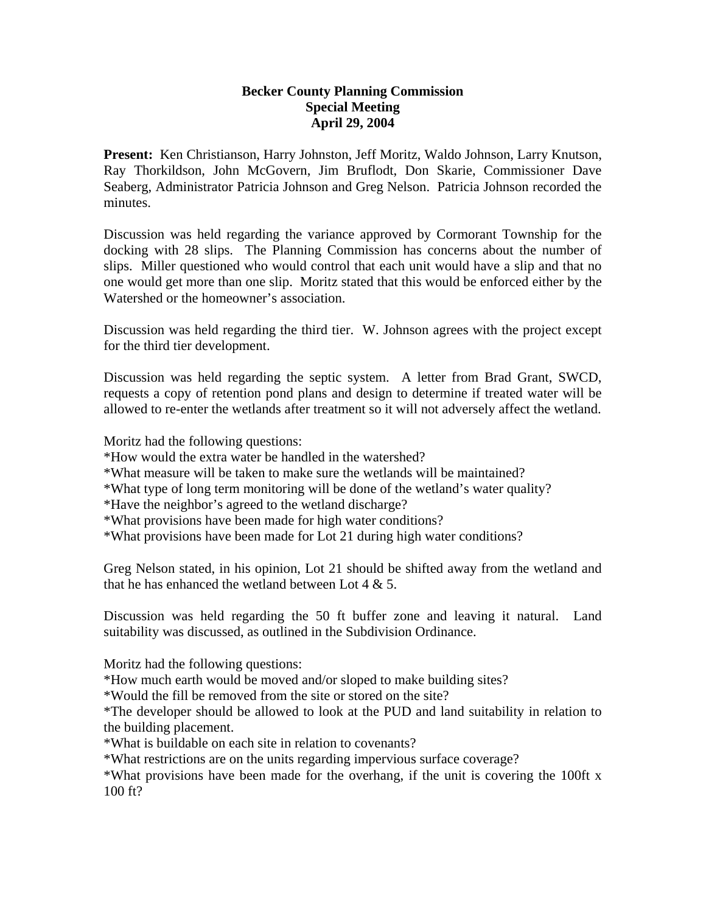**Becker County Planning Commission**
**Special Meeting**
**April 29, 2004**

**Present:** Ken Christianson, Harry Johnston, Jeff Moritz, Waldo Johnson, Larry Knutson, Ray Thorkildson, John McGovern, Jim Bruflodt, Don Skarie, Commissioner Dave Seaberg, Administrator Patricia Johnson and Greg Nelson. Patricia Johnson recorded the minutes.

Discussion was held regarding the variance approved by Cormorant Township for the docking with 28 slips. The Planning Commission has concerns about the number of slips. Miller questioned who would control that each unit would have a slip and that no one would get more than one slip. Moritz stated that this would be enforced either by the Watershed or the homeowner's association.

Discussion was held regarding the third tier. W. Johnson agrees with the project except for the third tier development.

Discussion was held regarding the septic system. A letter from Brad Grant, SWCD, requests a copy of retention pond plans and design to determine if treated water will be allowed to re-enter the wetlands after treatment so it will not adversely affect the wetland.

Moritz had the following questions:
*How would the extra water be handled in the watershed?
*What measure will be taken to make sure the wetlands will be maintained?
*What type of long term monitoring will be done of the wetland's water quality?
*Have the neighbor's agreed to the wetland discharge?
*What provisions have been made for high water conditions?
*What provisions have been made for Lot 21 during high water conditions?

Greg Nelson stated, in his opinion, Lot 21 should be shifted away from the wetland and that he has enhanced the wetland between Lot 4 & 5.

Discussion was held regarding the 50 ft buffer zone and leaving it natural. Land suitability was discussed, as outlined in the Subdivision Ordinance.

Moritz had the following questions:
*How much earth would be moved and/or sloped to make building sites?
*Would the fill be removed from the site or stored on the site?
*The developer should be allowed to look at the PUD and land suitability in relation to the building placement.
*What is buildable on each site in relation to covenants?
*What restrictions are on the units regarding impervious surface coverage?
*What provisions have been made for the overhang, if the unit is covering the 100ft x 100 ft?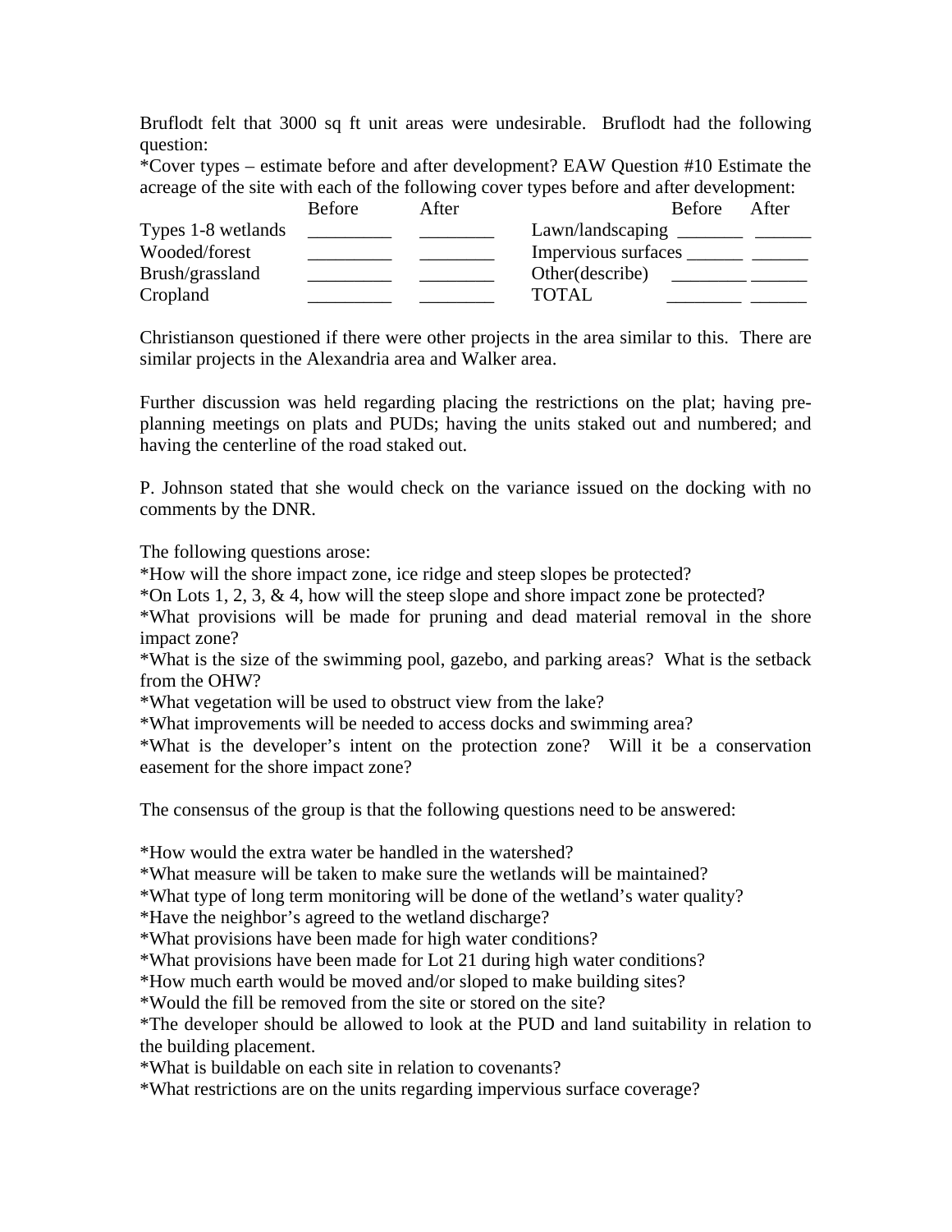Bruflodt felt that 3000 sq ft unit areas were undesirable. Bruflodt had the following question:

*Cover types – estimate before and after development? EAW Question #10 Estimate the acreage of the site with each of the following cover types before and after development:

| | Before | After | | Before | After |
|---|---|---|---|---|---|
| Types 1-8 wetlands | _________ | ________ | Lawn/landscaping | _______ | ______ |
| Wooded/forest | _________ | ________ | Impervious surfaces | ______ | ______ |
| Brush/grassland | _________ | ________ | Other(describe) | ________ | ______ |
| Cropland | _________ | ________ | TOTAL | ________ | ______ |

Christianson questioned if there were other projects in the area similar to this. There are similar projects in the Alexandria area and Walker area.

Further discussion was held regarding placing the restrictions on the plat; having pre-planning meetings on plats and PUDs; having the units staked out and numbered; and having the centerline of the road staked out.

P. Johnson stated that she would check on the variance issued on the docking with no comments by the DNR.

The following questions arose:

*How will the shore impact zone, ice ridge and steep slopes be protected?
*On Lots 1, 2, 3, & 4, how will the steep slope and shore impact zone be protected?
*What provisions will be made for pruning and dead material removal in the shore impact zone?
*What is the size of the swimming pool, gazebo, and parking areas? What is the setback from the OHW?
*What vegetation will be used to obstruct view from the lake?
*What improvements will be needed to access docks and swimming area?
*What is the developer's intent on the protection zone? Will it be a conservation easement for the shore impact zone?

The consensus of the group is that the following questions need to be answered:

*How would the extra water be handled in the watershed?
*What measure will be taken to make sure the wetlands will be maintained?
*What type of long term monitoring will be done of the wetland's water quality?
*Have the neighbor's agreed to the wetland discharge?
*What provisions have been made for high water conditions?
*What provisions have been made for Lot 21 during high water conditions?
*How much earth would be moved and/or sloped to make building sites?
*Would the fill be removed from the site or stored on the site?
*The developer should be allowed to look at the PUD and land suitability in relation to the building placement.
*What is buildable on each site in relation to covenants?
*What restrictions are on the units regarding impervious surface coverage?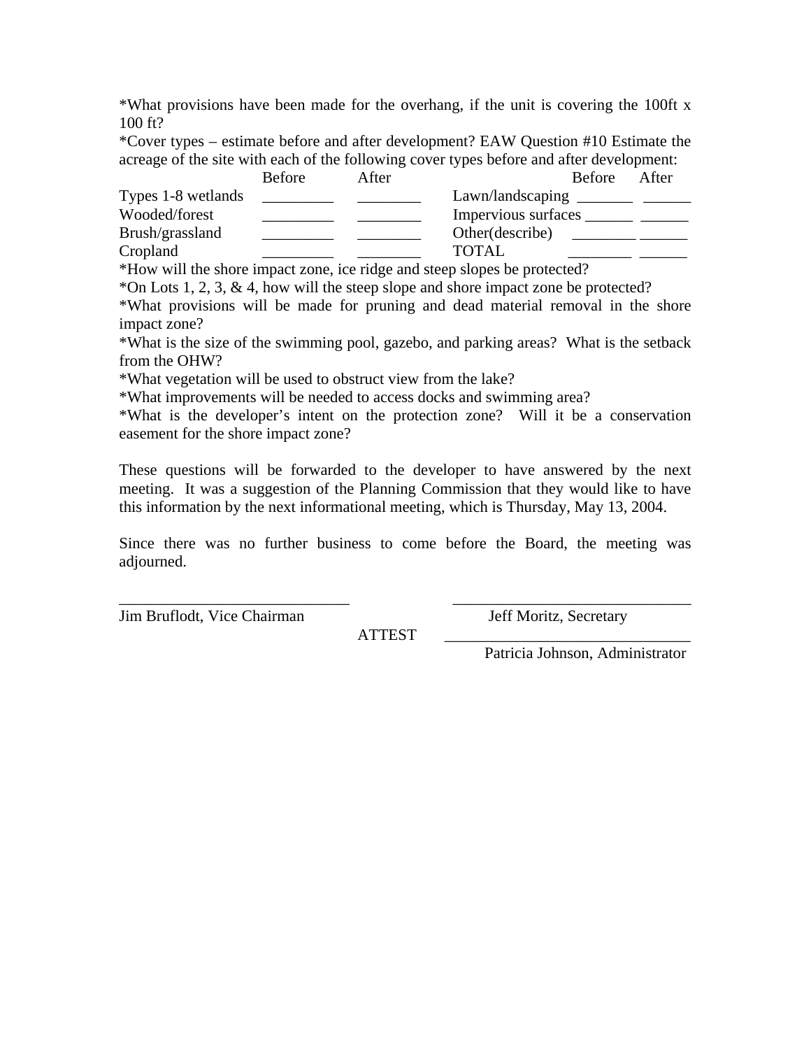*What provisions have been made for the overhang, if the unit is covering the 100ft x 100 ft?

*Cover types – estimate before and after development? EAW Question #10 Estimate the acreage of the site with each of the following cover types before and after development:

| | Before | After | | Before | After |
|---|---|---|---|---|---|
| Types 1-8 wetlands | _________ | ________ | Lawn/landscaping | _______ | ______ |
| Wooded/forest | _________ | ________ | Impervious surfaces | ______ | ______ |
| Brush/grassland | _________ | ________ | Other(describe) | ________ | ______ |
| Cropland | _________ | ________ | TOTAL | ________ | ______ |

*How will the shore impact zone, ice ridge and steep slopes be protected?

*On Lots 1, 2, 3, & 4, how will the steep slope and shore impact zone be protected?

*What provisions will be made for pruning and dead material removal in the shore impact zone?

*What is the size of the swimming pool, gazebo, and parking areas? What is the setback from the OHW?

*What vegetation will be used to obstruct view from the lake?

*What improvements will be needed to access docks and swimming area?

*What is the developer's intent on the protection zone? Will it be a conservation easement for the shore impact zone?

These questions will be forwarded to the developer to have answered by the next meeting. It was a suggestion of the Planning Commission that they would like to have this information by the next informational meeting, which is Thursday, May 13, 2004.

Since there was no further business to come before the Board, the meeting was adjourned.

_____________________________ _______________________________

Jim Bruflodt, Vice Chairman Jeff Moritz, Secretary

ATTEST _______________________________

Patricia Johnson, Administrator